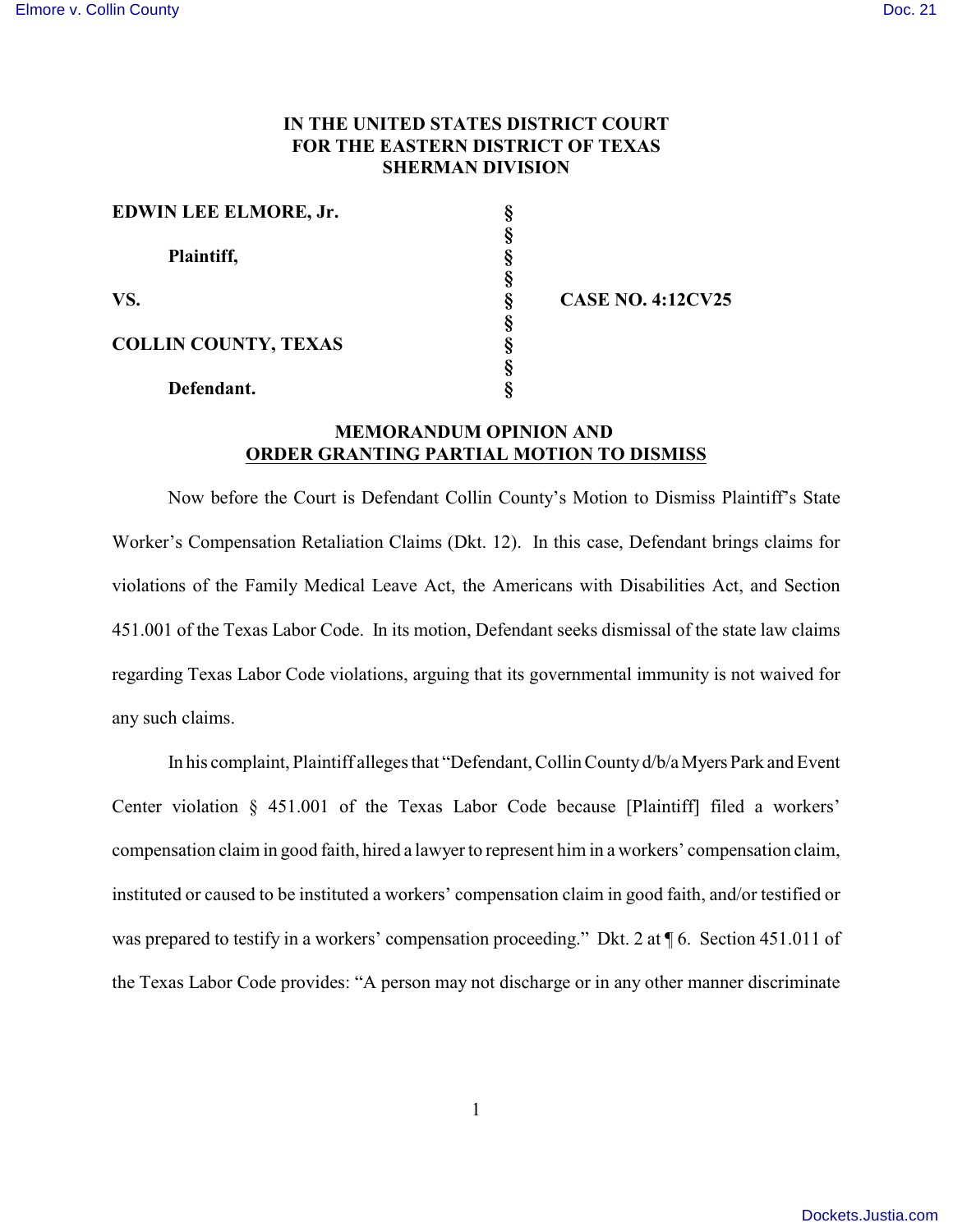**IN THE UNITED STATES DISTRICT COURT**
**FOR THE EASTERN DISTRICT OF TEXAS**
**SHERMAN DIVISION**

| | | |
|---|---|---|
| **EDWIN LEE ELMORE, Jr.** | § | |
| | § | |
| **Plaintiff,** | § | |
| | § | |
| **VS.** | § | **CASE NO. 4:12CV25** |
| | § | |
| **COLLIN COUNTY, TEXAS** | § | |
| | § | |
| **Defendant.** | § | |

**MEMORANDUM OPINION AND**
**ORDER GRANTING PARTIAL MOTION TO DISMISS**

Now before the Court is Defendant Collin County's Motion to Dismiss Plaintiff's State Worker's Compensation Retaliation Claims (Dkt. 12). In this case, Defendant brings claims for violations of the Family Medical Leave Act, the Americans with Disabilities Act, and Section 451.001 of the Texas Labor Code. In its motion, Defendant seeks dismissal of the state law claims regarding Texas Labor Code violations, arguing that its governmental immunity is not waived for any such claims.

In his complaint, Plaintiff alleges that "Defendant, Collin County d/b/a Myers Park and Event Center violation § 451.001 of the Texas Labor Code because [Plaintiff] filed a workers' compensation claim in good faith, hired a lawyer to represent him in a workers' compensation claim, instituted or caused to be instituted a workers' compensation claim in good faith, and/or testified or was prepared to testify in a workers' compensation proceeding." Dkt. 2 at ¶ 6. Section 451.011 of the Texas Labor Code provides: "A person may not discharge or in any other manner discriminate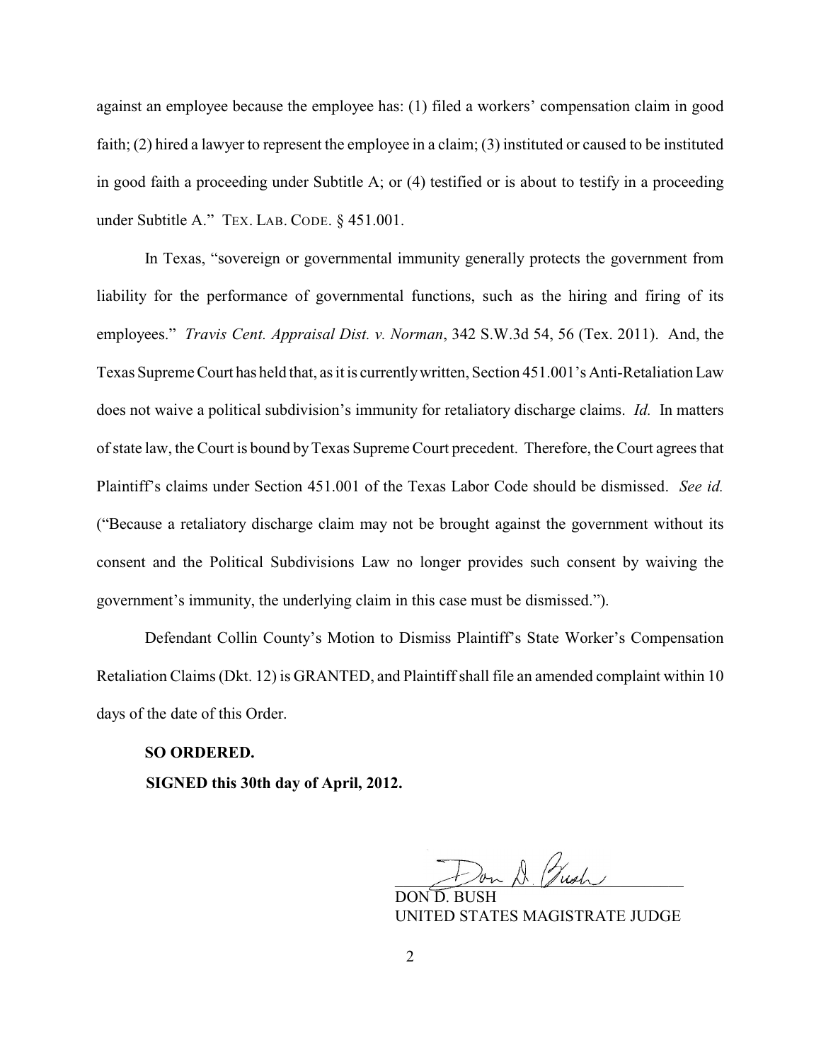against an employee because the employee has: (1) filed a workers' compensation claim in good faith; (2) hired a lawyer to represent the employee in a claim; (3) instituted or caused to be instituted in good faith a proceeding under Subtitle A; or (4) testified or is about to testify in a proceeding under Subtitle A." TEX. LAB. CODE. § 451.001.

In Texas, "sovereign or governmental immunity generally protects the government from liability for the performance of governmental functions, such as the hiring and firing of its employees." *Travis Cent. Appraisal Dist. v. Norman*, 342 S.W.3d 54, 56 (Tex. 2011). And, the Texas Supreme Court has held that, as it is currently written, Section 451.001's Anti-Retaliation Law does not waive a political subdivision's immunity for retaliatory discharge claims. *Id.* In matters of state law, the Court is bound by Texas Supreme Court precedent. Therefore, the Court agrees that Plaintiff's claims under Section 451.001 of the Texas Labor Code should be dismissed. *See id.* ("Because a retaliatory discharge claim may not be brought against the government without its consent and the Political Subdivisions Law no longer provides such consent by waiving the government's immunity, the underlying claim in this case must be dismissed.").

Defendant Collin County's Motion to Dismiss Plaintiff's State Worker's Compensation Retaliation Claims (Dkt. 12) is GRANTED, and Plaintiff shall file an amended complaint within 10 days of the date of this Order.

**SO ORDERED.**

**SIGNED this 30th day of April, 2012.**

DON D. BUSH
UNITED STATES MAGISTRATE JUDGE